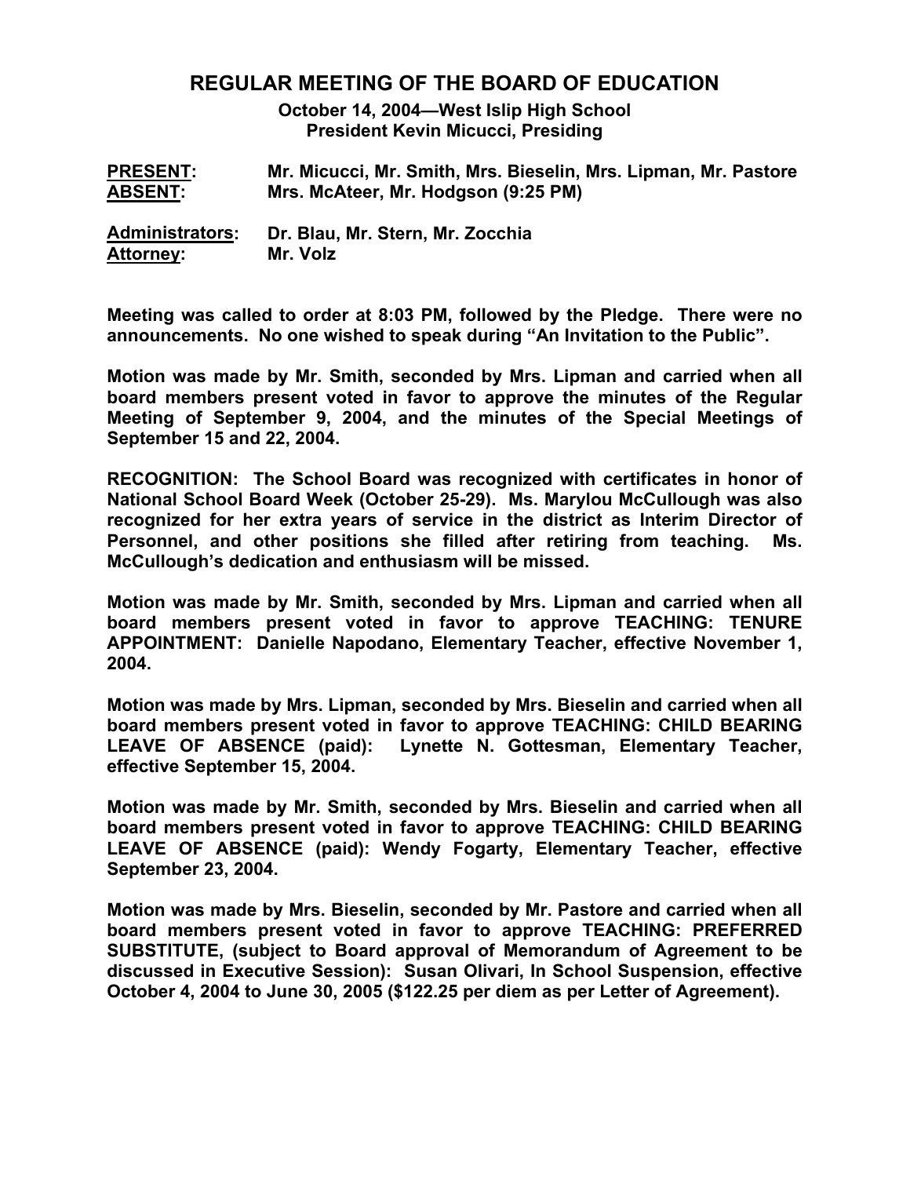# REGULAR MEETING OF THE BOARD OF EDUCATION

**October 14, 2004—West Islip High School**
**President Kevin Micucci, Presiding**

| | |
|---|---|
| **PRESENT:** | **Mr. Micucci, Mr. Smith, Mrs. Bieselin, Mrs. Lipman, Mr. Pastore** |
| **ABSENT:** | **Mrs. McAteer, Mr. Hodgson (9:25 PM)** |
| **Administrators:** | **Dr. Blau, Mr. Stern, Mr. Zocchia** |
| **Attorney:** | **Mr. Volz** |

**Meeting was called to order at 8:03 PM, followed by the Pledge. There were no announcements. No one wished to speak during "An Invitation to the Public".**

**Motion was made by Mr. Smith, seconded by Mrs. Lipman and carried when all board members present voted in favor to approve the minutes of the Regular Meeting of September 9, 2004, and the minutes of the Special Meetings of September 15 and 22, 2004.**

**RECOGNITION: The School Board was recognized with certificates in honor of National School Board Week (October 25-29). Ms. Marylou McCullough was also recognized for her extra years of service in the district as Interim Director of Personnel, and other positions she filled after retiring from teaching. Ms. McCullough's dedication and enthusiasm will be missed.**

**Motion was made by Mr. Smith, seconded by Mrs. Lipman and carried when all board members present voted in favor to approve TEACHING: TENURE APPOINTMENT: Danielle Napodano, Elementary Teacher, effective November 1, 2004.**

**Motion was made by Mrs. Lipman, seconded by Mrs. Bieselin and carried when all board members present voted in favor to approve TEACHING: CHILD BEARING LEAVE OF ABSENCE (paid): Lynette N. Gottesman, Elementary Teacher, effective September 15, 2004.**

**Motion was made by Mr. Smith, seconded by Mrs. Bieselin and carried when all board members present voted in favor to approve TEACHING: CHILD BEARING LEAVE OF ABSENCE (paid): Wendy Fogarty, Elementary Teacher, effective September 23, 2004.**

**Motion was made by Mrs. Bieselin, seconded by Mr. Pastore and carried when all board members present voted in favor to approve TEACHING: PREFERRED SUBSTITUTE, (subject to Board approval of Memorandum of Agreement to be discussed in Executive Session): Susan Olivari, In School Suspension, effective October 4, 2004 to June 30, 2005 ($122.25 per diem as per Letter of Agreement).**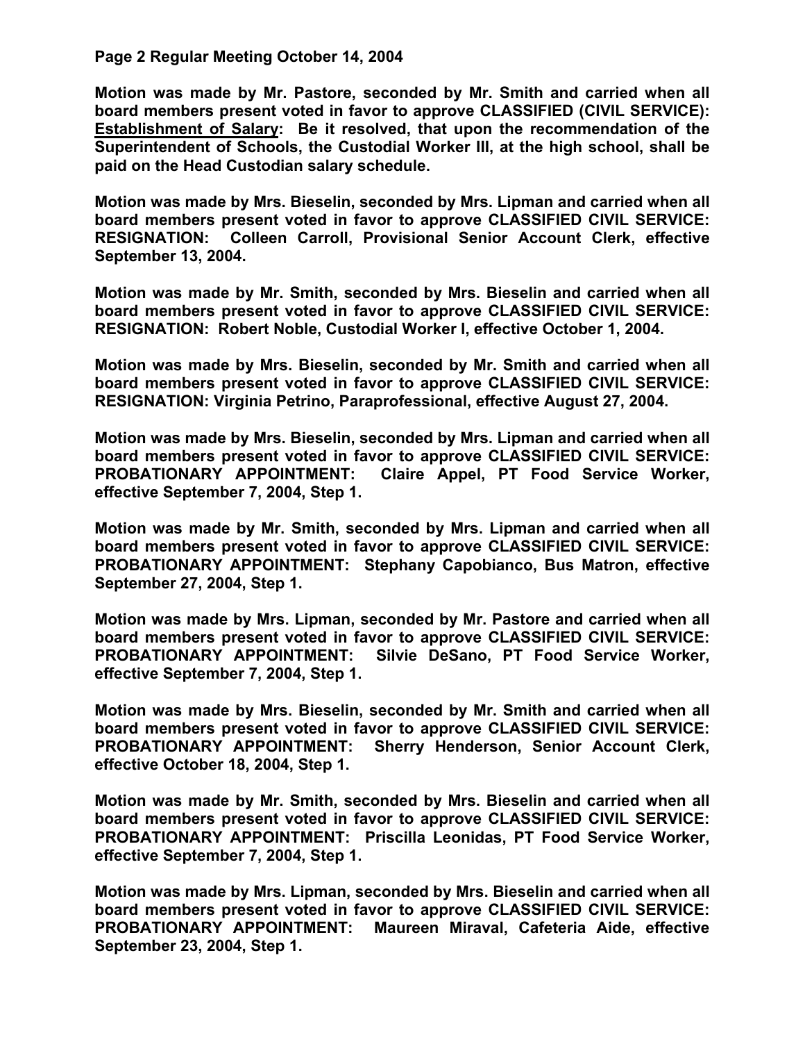**Page 2 Regular Meeting October 14, 2004**

**Motion was made by Mr. Pastore, seconded by Mr. Smith and carried when all board members present voted in favor to approve CLASSIFIED (CIVIL SERVICE): Establishment of Salary: Be it resolved, that upon the recommendation of the Superintendent of Schools, the Custodial Worker III, at the high school, shall be paid on the Head Custodian salary schedule.**

**Motion was made by Mrs. Bieselin, seconded by Mrs. Lipman and carried when all board members present voted in favor to approve CLASSIFIED CIVIL SERVICE: RESIGNATION: Colleen Carroll, Provisional Senior Account Clerk, effective September 13, 2004.**

**Motion was made by Mr. Smith, seconded by Mrs. Bieselin and carried when all board members present voted in favor to approve CLASSIFIED CIVIL SERVICE: RESIGNATION: Robert Noble, Custodial Worker I, effective October 1, 2004.**

**Motion was made by Mrs. Bieselin, seconded by Mr. Smith and carried when all board members present voted in favor to approve CLASSIFIED CIVIL SERVICE: RESIGNATION: Virginia Petrino, Paraprofessional, effective August 27, 2004.**

**Motion was made by Mrs. Bieselin, seconded by Mrs. Lipman and carried when all board members present voted in favor to approve CLASSIFIED CIVIL SERVICE: PROBATIONARY APPOINTMENT: Claire Appel, PT Food Service Worker, effective September 7, 2004, Step 1.**

**Motion was made by Mr. Smith, seconded by Mrs. Lipman and carried when all board members present voted in favor to approve CLASSIFIED CIVIL SERVICE: PROBATIONARY APPOINTMENT: Stephany Capobianco, Bus Matron, effective September 27, 2004, Step 1.**

**Motion was made by Mrs. Lipman, seconded by Mr. Pastore and carried when all board members present voted in favor to approve CLASSIFIED CIVIL SERVICE: PROBATIONARY APPOINTMENT: Silvie DeSano, PT Food Service Worker, effective September 7, 2004, Step 1.**

**Motion was made by Mrs. Bieselin, seconded by Mr. Smith and carried when all board members present voted in favor to approve CLASSIFIED CIVIL SERVICE: PROBATIONARY APPOINTMENT: Sherry Henderson, Senior Account Clerk, effective October 18, 2004, Step 1.**

**Motion was made by Mr. Smith, seconded by Mrs. Bieselin and carried when all board members present voted in favor to approve CLASSIFIED CIVIL SERVICE: PROBATIONARY APPOINTMENT: Priscilla Leonidas, PT Food Service Worker, effective September 7, 2004, Step 1.**

**Motion was made by Mrs. Lipman, seconded by Mrs. Bieselin and carried when all board members present voted in favor to approve CLASSIFIED CIVIL SERVICE: PROBATIONARY APPOINTMENT: Maureen Miraval, Cafeteria Aide, effective September 23, 2004, Step 1.**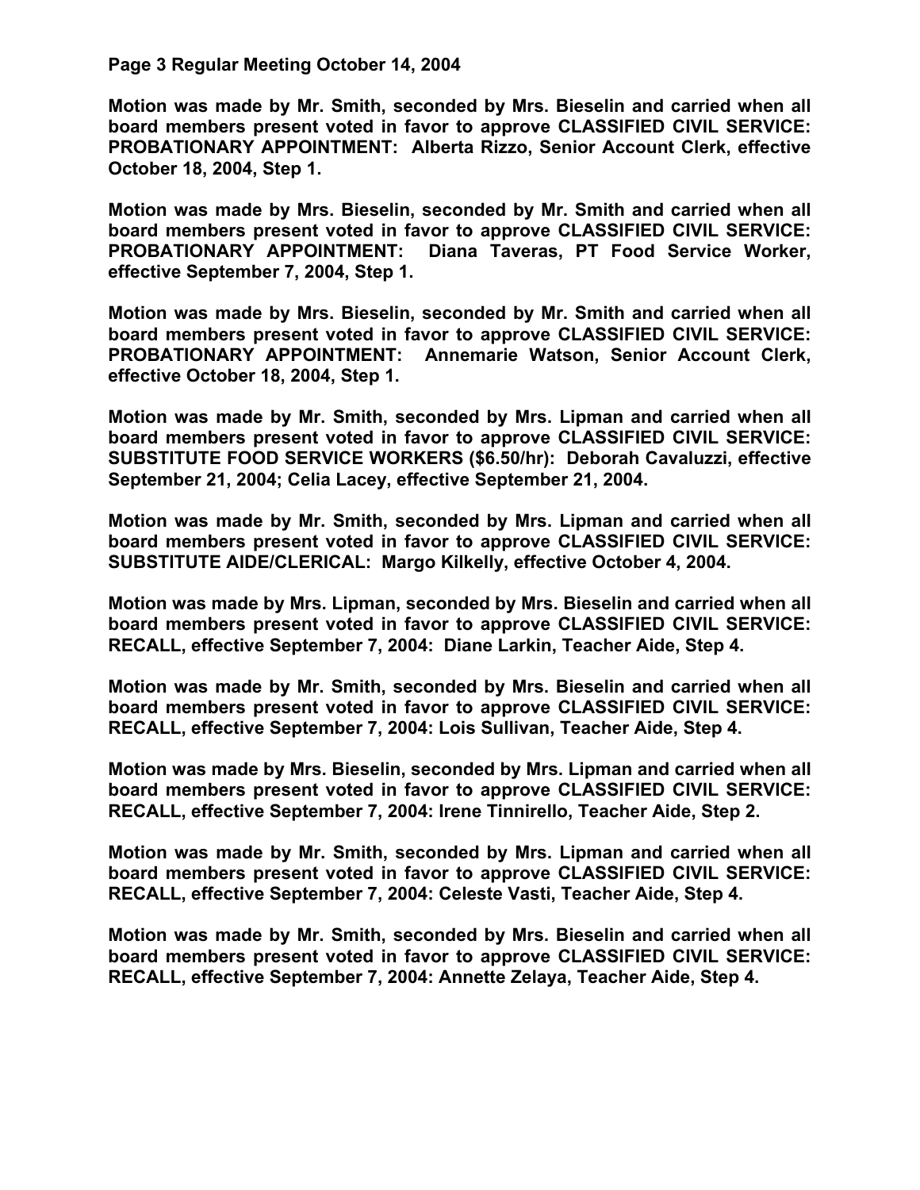**Motion was made by Mr. Smith, seconded by Mrs. Bieselin and carried when all board members present voted in favor to approve CLASSIFIED CIVIL SERVICE: PROBATIONARY APPOINTMENT: Alberta Rizzo, Senior Account Clerk, effective October 18, 2004, Step 1.**

**Motion was made by Mrs. Bieselin, seconded by Mr. Smith and carried when all board members present voted in favor to approve CLASSIFIED CIVIL SERVICE: PROBATIONARY APPOINTMENT: Diana Taveras, PT Food Service Worker, effective September 7, 2004, Step 1.**

**Motion was made by Mrs. Bieselin, seconded by Mr. Smith and carried when all board members present voted in favor to approve CLASSIFIED CIVIL SERVICE: PROBATIONARY APPOINTMENT: Annemarie Watson, Senior Account Clerk, effective October 18, 2004, Step 1.**

**Motion was made by Mr. Smith, seconded by Mrs. Lipman and carried when all board members present voted in favor to approve CLASSIFIED CIVIL SERVICE: SUBSTITUTE FOOD SERVICE WORKERS ($6.50/hr): Deborah Cavaluzzi, effective September 21, 2004; Celia Lacey, effective September 21, 2004.**

**Motion was made by Mr. Smith, seconded by Mrs. Lipman and carried when all board members present voted in favor to approve CLASSIFIED CIVIL SERVICE: SUBSTITUTE AIDE/CLERICAL: Margo Kilkelly, effective October 4, 2004.**

**Motion was made by Mrs. Lipman, seconded by Mrs. Bieselin and carried when all board members present voted in favor to approve CLASSIFIED CIVIL SERVICE: RECALL, effective September 7, 2004: Diane Larkin, Teacher Aide, Step 4.**

**Motion was made by Mr. Smith, seconded by Mrs. Bieselin and carried when all board members present voted in favor to approve CLASSIFIED CIVIL SERVICE: RECALL, effective September 7, 2004: Lois Sullivan, Teacher Aide, Step 4.**

**Motion was made by Mrs. Bieselin, seconded by Mrs. Lipman and carried when all board members present voted in favor to approve CLASSIFIED CIVIL SERVICE: RECALL, effective September 7, 2004: Irene Tinnirello, Teacher Aide, Step 2.**

**Motion was made by Mr. Smith, seconded by Mrs. Lipman and carried when all board members present voted in favor to approve CLASSIFIED CIVIL SERVICE: RECALL, effective September 7, 2004: Celeste Vasti, Teacher Aide, Step 4.**

**Motion was made by Mr. Smith, seconded by Mrs. Bieselin and carried when all board members present voted in favor to approve CLASSIFIED CIVIL SERVICE: RECALL, effective September 7, 2004: Annette Zelaya, Teacher Aide, Step 4.**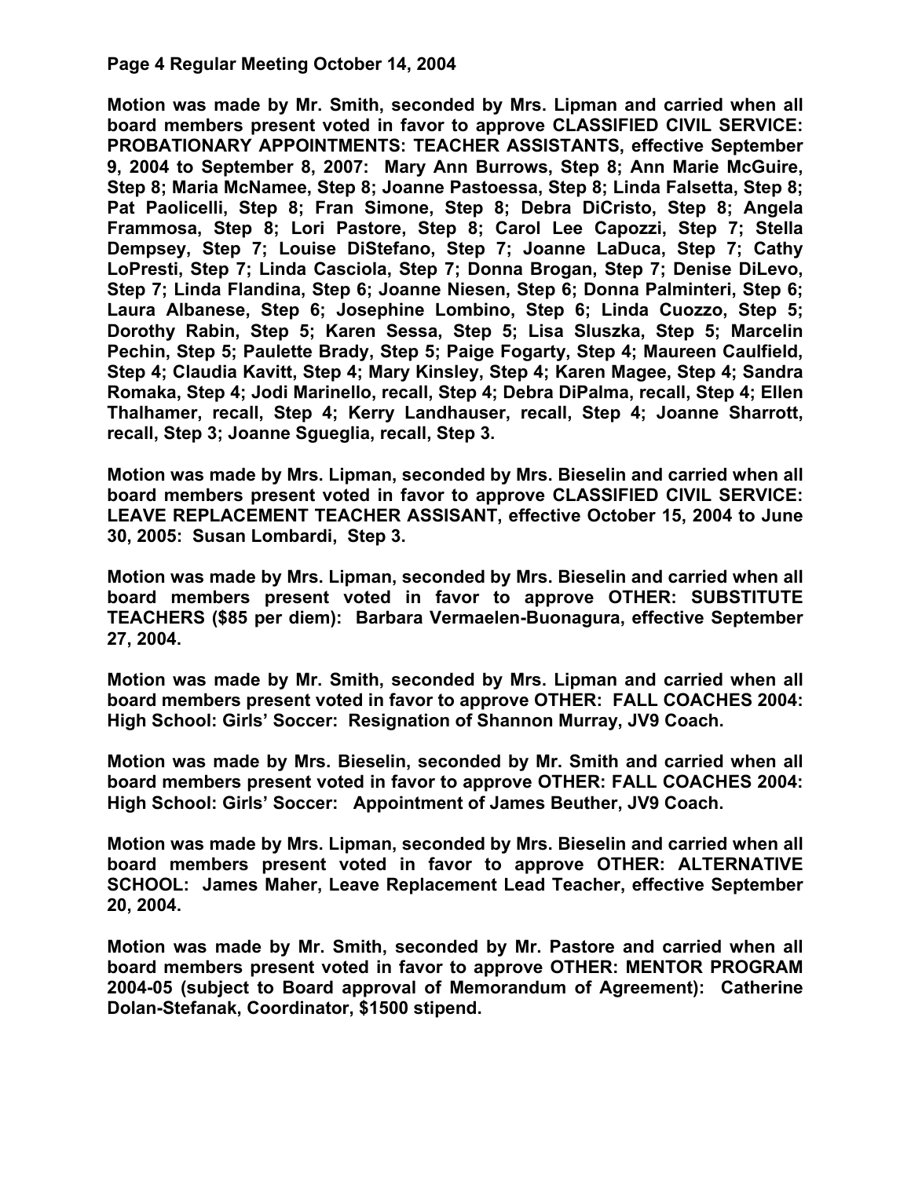**Page 4 Regular Meeting October 14, 2004**

**Motion was made by Mr. Smith, seconded by Mrs. Lipman and carried when all board members present voted in favor to approve CLASSIFIED CIVIL SERVICE: PROBATIONARY APPOINTMENTS: TEACHER ASSISTANTS, effective September 9, 2004 to September 8, 2007: Mary Ann Burrows, Step 8; Ann Marie McGuire, Step 8; Maria McNamee, Step 8; Joanne Pastoessa, Step 8; Linda Falsetta, Step 8; Pat Paolicelli, Step 8; Fran Simone, Step 8; Debra DiCristo, Step 8; Angela Frammosa, Step 8; Lori Pastore, Step 8; Carol Lee Capozzi, Step 7; Stella Dempsey, Step 7; Louise DiStefano, Step 7; Joanne LaDuca, Step 7; Cathy LoPresti, Step 7; Linda Casciola, Step 7; Donna Brogan, Step 7; Denise DiLevo, Step 7; Linda Flandina, Step 6; Joanne Niesen, Step 6; Donna Palminteri, Step 6; Laura Albanese, Step 6; Josephine Lombino, Step 6; Linda Cuozzo, Step 5; Dorothy Rabin, Step 5; Karen Sessa, Step 5; Lisa Sluszka, Step 5; Marcelin Pechin, Step 5; Paulette Brady, Step 5; Paige Fogarty, Step 4; Maureen Caulfield, Step 4; Claudia Kavitt, Step 4; Mary Kinsley, Step 4; Karen Magee, Step 4; Sandra Romaka, Step 4; Jodi Marinello, recall, Step 4; Debra DiPalma, recall, Step 4; Ellen Thalhamer, recall, Step 4; Kerry Landhauser, recall, Step 4; Joanne Sharrott, recall, Step 3; Joanne Sgueglia, recall, Step 3.**

**Motion was made by Mrs. Lipman, seconded by Mrs. Bieselin and carried when all board members present voted in favor to approve CLASSIFIED CIVIL SERVICE: LEAVE REPLACEMENT TEACHER ASSISANT, effective October 15, 2004 to June 30, 2005: Susan Lombardi, Step 3.**

**Motion was made by Mrs. Lipman, seconded by Mrs. Bieselin and carried when all board members present voted in favor to approve OTHER: SUBSTITUTE TEACHERS ($85 per diem): Barbara Vermaelen-Buonagura, effective September 27, 2004.**

**Motion was made by Mr. Smith, seconded by Mrs. Lipman and carried when all board members present voted in favor to approve OTHER: FALL COACHES 2004: High School: Girls' Soccer: Resignation of Shannon Murray, JV9 Coach.**

**Motion was made by Mrs. Bieselin, seconded by Mr. Smith and carried when all board members present voted in favor to approve OTHER: FALL COACHES 2004: High School: Girls' Soccer: Appointment of James Beuther, JV9 Coach.**

**Motion was made by Mrs. Lipman, seconded by Mrs. Bieselin and carried when all board members present voted in favor to approve OTHER: ALTERNATIVE SCHOOL: James Maher, Leave Replacement Lead Teacher, effective September 20, 2004.**

**Motion was made by Mr. Smith, seconded by Mr. Pastore and carried when all board members present voted in favor to approve OTHER: MENTOR PROGRAM 2004-05 (subject to Board approval of Memorandum of Agreement): Catherine Dolan-Stefanak, Coordinator, $1500 stipend.**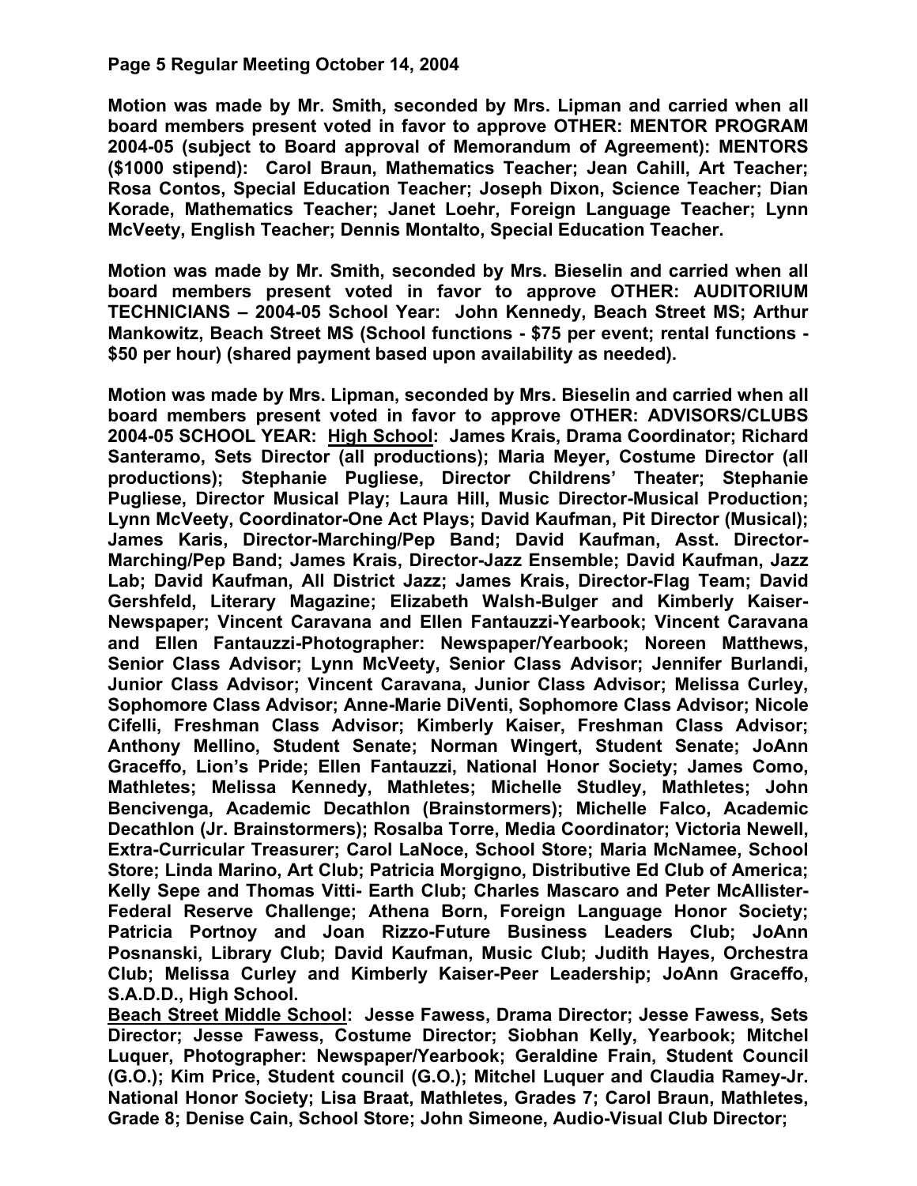**Page 5 Regular Meeting October 14, 2004**

**Motion was made by Mr. Smith, seconded by Mrs. Lipman and carried when all board members present voted in favor to approve OTHER: MENTOR PROGRAM 2004-05 (subject to Board approval of Memorandum of Agreement): MENTORS ($1000 stipend): Carol Braun, Mathematics Teacher; Jean Cahill, Art Teacher; Rosa Contos, Special Education Teacher; Joseph Dixon, Science Teacher; Dian Korade, Mathematics Teacher; Janet Loehr, Foreign Language Teacher; Lynn McVeety, English Teacher; Dennis Montalto, Special Education Teacher.**

**Motion was made by Mr. Smith, seconded by Mrs. Bieselin and carried when all board members present voted in favor to approve OTHER: AUDITORIUM TECHNICIANS – 2004-05 School Year: John Kennedy, Beach Street MS; Arthur Mankowitz, Beach Street MS (School functions - $75 per event; rental functions - $50 per hour) (shared payment based upon availability as needed).**

**Motion was made by Mrs. Lipman, seconded by Mrs. Bieselin and carried when all board members present voted in favor to approve OTHER: ADVISORS/CLUBS 2004-05 SCHOOL YEAR: <u>High School</u>: James Krais, Drama Coordinator; Richard Santeramo, Sets Director (all productions); Maria Meyer, Costume Director (all productions); Stephanie Pugliese, Director Childrens' Theater; Stephanie Pugliese, Director Musical Play; Laura Hill, Music Director-Musical Production; Lynn McVeety, Coordinator-One Act Plays; David Kaufman, Pit Director (Musical); James Karis, Director-Marching/Pep Band; David Kaufman, Asst. Director-Marching/Pep Band; James Krais, Director-Jazz Ensemble; David Kaufman, Jazz Lab; David Kaufman, All District Jazz; James Krais, Director-Flag Team; David Gershfeld, Literary Magazine; Elizabeth Walsh-Bulger and Kimberly Kaiser-Newspaper; Vincent Caravana and Ellen Fantauzzi-Yearbook; Vincent Caravana and Ellen Fantauzzi-Photographer: Newspaper/Yearbook; Noreen Matthews, Senior Class Advisor; Lynn McVeety, Senior Class Advisor; Jennifer Burlandi, Junior Class Advisor; Vincent Caravana, Junior Class Advisor; Melissa Curley, Sophomore Class Advisor; Anne-Marie DiVenti, Sophomore Class Advisor; Nicole Cifelli, Freshman Class Advisor; Kimberly Kaiser, Freshman Class Advisor; Anthony Mellino, Student Senate; Norman Wingert, Student Senate; JoAnn Graceffo, Lion's Pride; Ellen Fantauzzi, National Honor Society; James Como, Mathletes; Melissa Kennedy, Mathletes; Michelle Studley, Mathletes; John Bencivenga, Academic Decathlon (Brainstormers); Michelle Falco, Academic Decathlon (Jr. Brainstormers); Rosalba Torre, Media Coordinator; Victoria Newell, Extra-Curricular Treasurer; Carol LaNoce, School Store; Maria McNamee, School Store; Linda Marino, Art Club; Patricia Morgigno, Distributive Ed Club of America; Kelly Sepe and Thomas Vitti- Earth Club; Charles Mascaro and Peter McAllister-Federal Reserve Challenge; Athena Born, Foreign Language Honor Society; Patricia Portnoy and Joan Rizzo-Future Business Leaders Club; JoAnn Posnanski, Library Club; David Kaufman, Music Club; Judith Hayes, Orchestra Club; Melissa Curley and Kimberly Kaiser-Peer Leadership; JoAnn Graceffo, S.A.D.D., High School.**

**<u>Beach Street Middle School</u>: Jesse Fawess, Drama Director; Jesse Fawess, Sets Director; Jesse Fawess, Costume Director; Siobhan Kelly, Yearbook; Mitchel Luquer, Photographer: Newspaper/Yearbook; Geraldine Frain, Student Council (G.O.); Kim Price, Student council (G.O.); Mitchel Luquer and Claudia Ramey-Jr. National Honor Society; Lisa Braat, Mathletes, Grades 7; Carol Braun, Mathletes, Grade 8; Denise Cain, School Store; John Simeone, Audio-Visual Club Director;**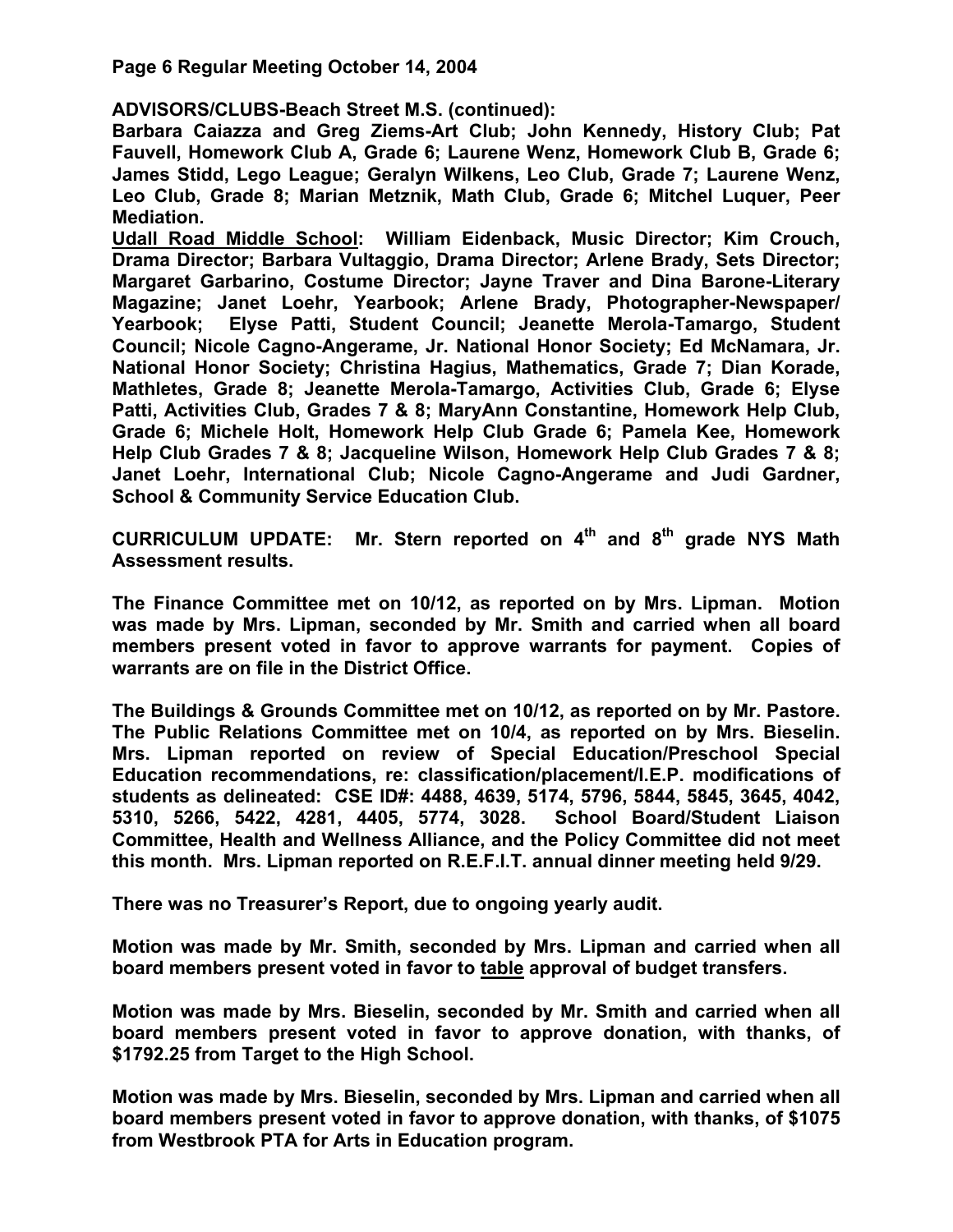**ADVISORS/CLUBS-Beach Street M.S. (continued):**

**Barbara Caiazza and Greg Ziems-Art Club; John Kennedy, History Club; Pat Fauvell, Homework Club A, Grade 6; Laurene Wenz, Homework Club B, Grade 6; James Stidd, Lego League; Geralyn Wilkens, Leo Club, Grade 7; Laurene Wenz, Leo Club, Grade 8; Marian Metznik, Math Club, Grade 6; Mitchel Luquer, Peer Mediation.**

**Udall Road Middle School: William Eidenback, Music Director; Kim Crouch, Drama Director; Barbara Vultaggio, Drama Director; Arlene Brady, Sets Director; Margaret Garbarino, Costume Director; Jayne Traver and Dina Barone-Literary Magazine; Janet Loehr, Yearbook; Arlene Brady, Photographer-Newspaper/ Yearbook; Elyse Patti, Student Council; Jeanette Merola-Tamargo, Student Council; Nicole Cagno-Angerame, Jr. National Honor Society; Ed McNamara, Jr. National Honor Society; Christina Hagius, Mathematics, Grade 7; Dian Korade, Mathletes, Grade 8; Jeanette Merola-Tamargo, Activities Club, Grade 6; Elyse Patti, Activities Club, Grades 7 & 8; MaryAnn Constantine, Homework Help Club, Grade 6; Michele Holt, Homework Help Club Grade 6; Pamela Kee, Homework Help Club Grades 7 & 8; Jacqueline Wilson, Homework Help Club Grades 7 & 8; Janet Loehr, International Club; Nicole Cagno-Angerame and Judi Gardner, School & Community Service Education Club.**

**CURRICULUM UPDATE: Mr. Stern reported on 4th and 8th grade NYS Math Assessment results.**

**The Finance Committee met on 10/12, as reported on by Mrs. Lipman. Motion was made by Mrs. Lipman, seconded by Mr. Smith and carried when all board members present voted in favor to approve warrants for payment. Copies of warrants are on file in the District Office.**

**The Buildings & Grounds Committee met on 10/12, as reported on by Mr. Pastore. The Public Relations Committee met on 10/4, as reported on by Mrs. Bieselin. Mrs. Lipman reported on review of Special Education/Preschool Special Education recommendations, re: classification/placement/I.E.P. modifications of students as delineated: CSE ID#: 4488, 4639, 5174, 5796, 5844, 5845, 3645, 4042, 5310, 5266, 5422, 4281, 4405, 5774, 3028. School Board/Student Liaison Committee, Health and Wellness Alliance, and the Policy Committee did not meet this month. Mrs. Lipman reported on R.E.F.I.T. annual dinner meeting held 9/29.**

**There was no Treasurer's Report, due to ongoing yearly audit.**

**Motion was made by Mr. Smith, seconded by Mrs. Lipman and carried when all board members present voted in favor to table approval of budget transfers.**

**Motion was made by Mrs. Bieselin, seconded by Mr. Smith and carried when all board members present voted in favor to approve donation, with thanks, of $1792.25 from Target to the High School.**

**Motion was made by Mrs. Bieselin, seconded by Mrs. Lipman and carried when all board members present voted in favor to approve donation, with thanks, of $1075 from Westbrook PTA for Arts in Education program.**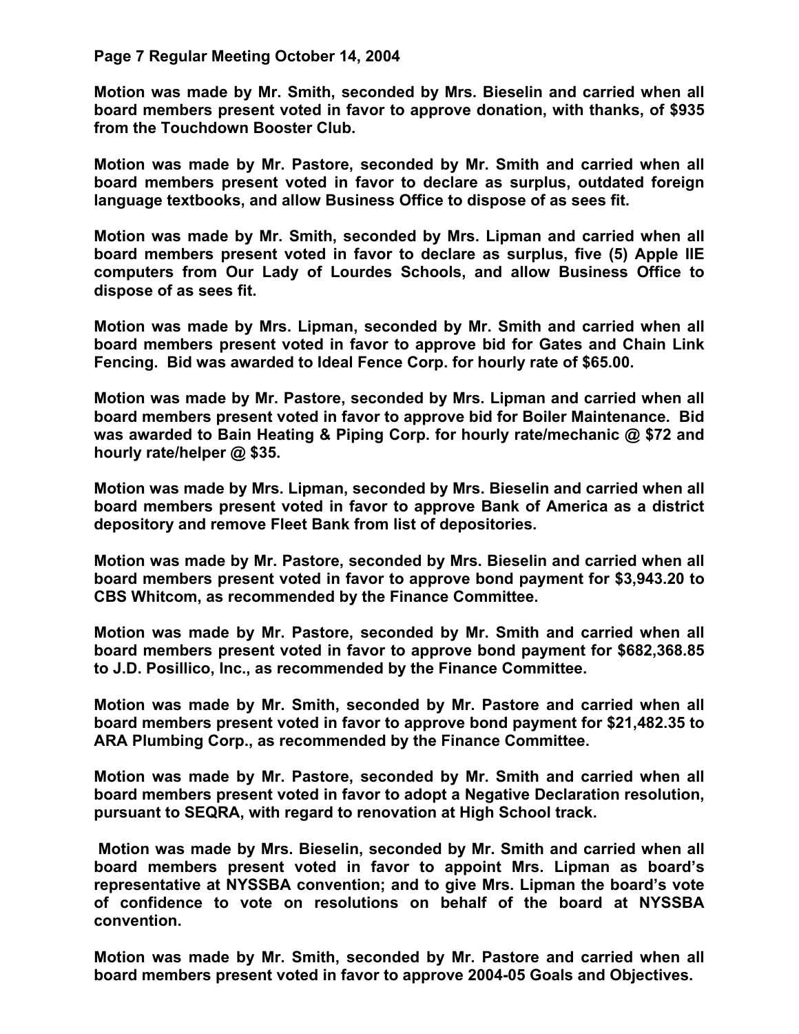**Page 7 Regular Meeting October 14, 2004**

**Motion was made by Mr. Smith, seconded by Mrs. Bieselin and carried when all board members present voted in favor to approve donation, with thanks, of $935 from the Touchdown Booster Club.**

**Motion was made by Mr. Pastore, seconded by Mr. Smith and carried when all board members present voted in favor to declare as surplus, outdated foreign language textbooks, and allow Business Office to dispose of as sees fit.**

**Motion was made by Mr. Smith, seconded by Mrs. Lipman and carried when all board members present voted in favor to declare as surplus, five (5) Apple IIE computers from Our Lady of Lourdes Schools, and allow Business Office to dispose of as sees fit.**

**Motion was made by Mrs. Lipman, seconded by Mr. Smith and carried when all board members present voted in favor to approve bid for Gates and Chain Link Fencing. Bid was awarded to Ideal Fence Corp. for hourly rate of $65.00.**

**Motion was made by Mr. Pastore, seconded by Mrs. Lipman and carried when all board members present voted in favor to approve bid for Boiler Maintenance. Bid was awarded to Bain Heating & Piping Corp. for hourly rate/mechanic @ $72 and hourly rate/helper @ $35.**

**Motion was made by Mrs. Lipman, seconded by Mrs. Bieselin and carried when all board members present voted in favor to approve Bank of America as a district depository and remove Fleet Bank from list of depositories.**

**Motion was made by Mr. Pastore, seconded by Mrs. Bieselin and carried when all board members present voted in favor to approve bond payment for $3,943.20 to CBS Whitcom, as recommended by the Finance Committee.**

**Motion was made by Mr. Pastore, seconded by Mr. Smith and carried when all board members present voted in favor to approve bond payment for $682,368.85 to J.D. Posillico, Inc., as recommended by the Finance Committee.**

**Motion was made by Mr. Smith, seconded by Mr. Pastore and carried when all board members present voted in favor to approve bond payment for $21,482.35 to ARA Plumbing Corp., as recommended by the Finance Committee.**

**Motion was made by Mr. Pastore, seconded by Mr. Smith and carried when all board members present voted in favor to adopt a Negative Declaration resolution, pursuant to SEQRA, with regard to renovation at High School track.**

**Motion was made by Mrs. Bieselin, seconded by Mr. Smith and carried when all board members present voted in favor to appoint Mrs. Lipman as board's representative at NYSSBA convention; and to give Mrs. Lipman the board's vote of confidence to vote on resolutions on behalf of the board at NYSSBA convention.**

**Motion was made by Mr. Smith, seconded by Mr. Pastore and carried when all board members present voted in favor to approve 2004-05 Goals and Objectives.**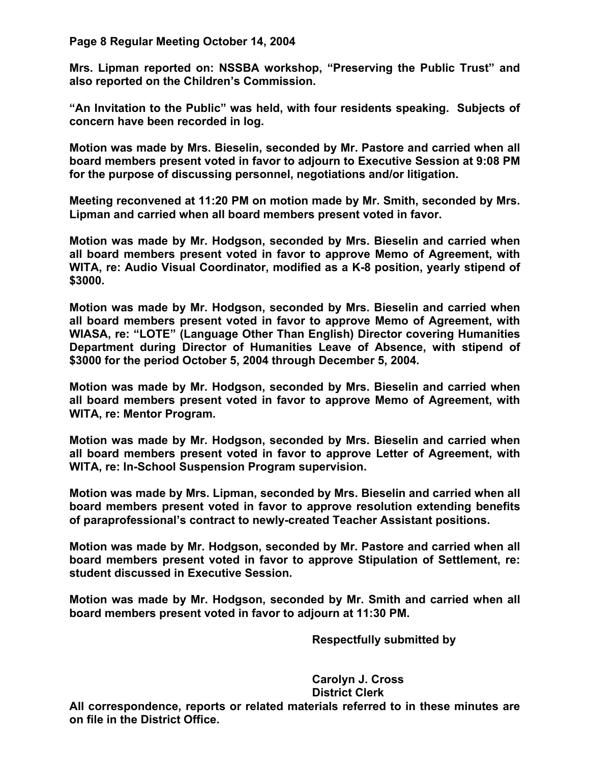**Mrs. Lipman reported on: NSSBA workshop, "Preserving the Public Trust" and also reported on the Children's Commission.**

**"An Invitation to the Public" was held, with four residents speaking. Subjects of concern have been recorded in log.**

**Motion was made by Mrs. Bieselin, seconded by Mr. Pastore and carried when all board members present voted in favor to adjourn to Executive Session at 9:08 PM for the purpose of discussing personnel, negotiations and/or litigation.**

**Meeting reconvened at 11:20 PM on motion made by Mr. Smith, seconded by Mrs. Lipman and carried when all board members present voted in favor.**

**Motion was made by Mr. Hodgson, seconded by Mrs. Bieselin and carried when all board members present voted in favor to approve Memo of Agreement, with WITA, re: Audio Visual Coordinator, modified as a K-8 position, yearly stipend of $3000.**

**Motion was made by Mr. Hodgson, seconded by Mrs. Bieselin and carried when all board members present voted in favor to approve Memo of Agreement, with WIASA, re: "LOTE" (Language Other Than English) Director covering Humanities Department during Director of Humanities Leave of Absence, with stipend of $3000 for the period October 5, 2004 through December 5, 2004.**

**Motion was made by Mr. Hodgson, seconded by Mrs. Bieselin and carried when all board members present voted in favor to approve Memo of Agreement, with WITA, re: Mentor Program.**

**Motion was made by Mr. Hodgson, seconded by Mrs. Bieselin and carried when all board members present voted in favor to approve Letter of Agreement, with WITA, re: In-School Suspension Program supervision.**

**Motion was made by Mrs. Lipman, seconded by Mrs. Bieselin and carried when all board members present voted in favor to approve resolution extending benefits of paraprofessional's contract to newly-created Teacher Assistant positions.**

**Motion was made by Mr. Hodgson, seconded by Mr. Pastore and carried when all board members present voted in favor to approve Stipulation of Settlement, re: student discussed in Executive Session.**

**Motion was made by Mr. Hodgson, seconded by Mr. Smith and carried when all board members present voted in favor to adjourn at 11:30 PM.**

**Respectfully submitted by**

**Carolyn J. Cross**
**District Clerk**

**All correspondence, reports or related materials referred to in these minutes are on file in the District Office.**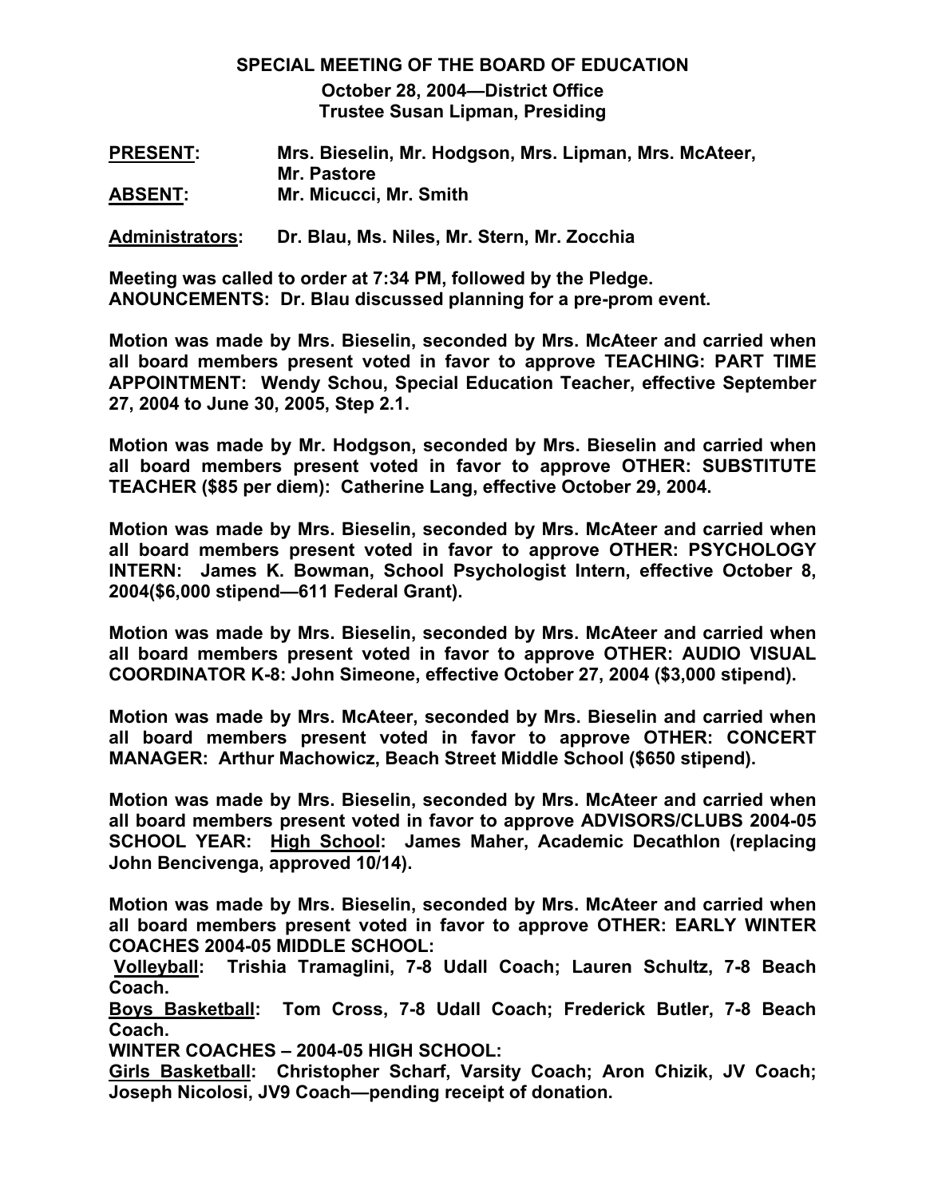# SPECIAL MEETING OF THE BOARD OF EDUCATION

**October 28, 2004—District Office**
**Trustee Susan Lipman, Presiding**

**PRESENT:** Mrs. Bieselin, Mr. Hodgson, Mrs. Lipman, Mrs. McAteer, Mr. Pastore
**ABSENT:** Mr. Micucci, Mr. Smith

**Administrators:** Dr. Blau, Ms. Niles, Mr. Stern, Mr. Zocchia

**Meeting was called to order at 7:34 PM, followed by the Pledge.**
**ANOUNCEMENTS: Dr. Blau discussed planning for a pre-prom event.**

**Motion was made by Mrs. Bieselin, seconded by Mrs. McAteer and carried when all board members present voted in favor to approve TEACHING: PART TIME APPOINTMENT: Wendy Schou, Special Education Teacher, effective September 27, 2004 to June 30, 2005, Step 2.1.**

**Motion was made by Mr. Hodgson, seconded by Mrs. Bieselin and carried when all board members present voted in favor to approve OTHER: SUBSTITUTE TEACHER ($85 per diem): Catherine Lang, effective October 29, 2004.**

**Motion was made by Mrs. Bieselin, seconded by Mrs. McAteer and carried when all board members present voted in favor to approve OTHER: PSYCHOLOGY INTERN: James K. Bowman, School Psychologist Intern, effective October 8, 2004($6,000 stipend—611 Federal Grant).**

**Motion was made by Mrs. Bieselin, seconded by Mrs. McAteer and carried when all board members present voted in favor to approve OTHER: AUDIO VISUAL COORDINATOR K-8: John Simeone, effective October 27, 2004 ($3,000 stipend).**

**Motion was made by Mrs. McAteer, seconded by Mrs. Bieselin and carried when all board members present voted in favor to approve OTHER: CONCERT MANAGER: Arthur Machowicz, Beach Street Middle School ($650 stipend).**

**Motion was made by Mrs. Bieselin, seconded by Mrs. McAteer and carried when all board members present voted in favor to approve ADVISORS/CLUBS 2004-05 SCHOOL YEAR: High School: James Maher, Academic Decathlon (replacing John Bencivenga, approved 10/14).**

**Motion was made by Mrs. Bieselin, seconded by Mrs. McAteer and carried when all board members present voted in favor to approve OTHER: EARLY WINTER COACHES 2004-05 MIDDLE SCHOOL:**
**Volleyball: Trishia Tramaglini, 7-8 Udall Coach; Lauren Schultz, 7-8 Beach Coach.**
**Boys Basketball: Tom Cross, 7-8 Udall Coach; Frederick Butler, 7-8 Beach Coach.**
**WINTER COACHES – 2004-05 HIGH SCHOOL:**
**Girls Basketball: Christopher Scharf, Varsity Coach; Aron Chizik, JV Coach; Joseph Nicolosi, JV9 Coach—pending receipt of donation.**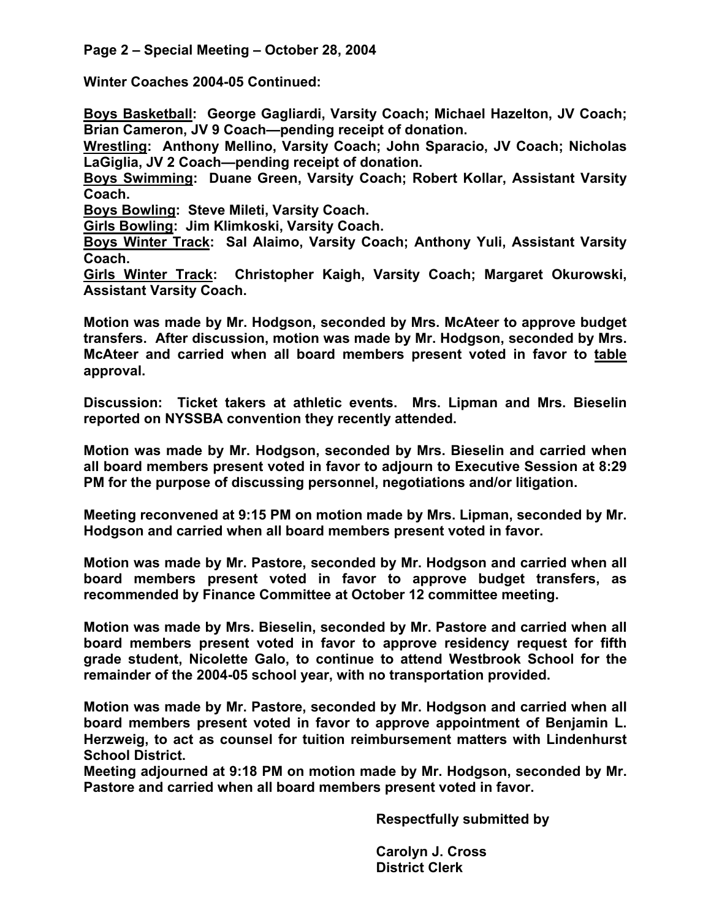**Page 2 – Special Meeting – October 28, 2004**

**Winter Coaches 2004-05 Continued:**

**Boys Basketball: George Gagliardi, Varsity Coach; Michael Hazelton, JV Coach; Brian Cameron, JV 9 Coach—pending receipt of donation.**

**Wrestling: Anthony Mellino, Varsity Coach; John Sparacio, JV Coach; Nicholas LaGiglia, JV 2 Coach—pending receipt of donation.**

**Boys Swimming: Duane Green, Varsity Coach; Robert Kollar, Assistant Varsity Coach.**

**Boys Bowling: Steve Mileti, Varsity Coach.**

**Girls Bowling: Jim Klimkoski, Varsity Coach.**

**Boys Winter Track: Sal Alaimo, Varsity Coach; Anthony Yuli, Assistant Varsity Coach.**

**Girls Winter Track: Christopher Kaigh, Varsity Coach; Margaret Okurowski, Assistant Varsity Coach.**

**Motion was made by Mr. Hodgson, seconded by Mrs. McAteer to approve budget transfers. After discussion, motion was made by Mr. Hodgson, seconded by Mrs. McAteer and carried when all board members present voted in favor to table approval.**

**Discussion: Ticket takers at athletic events. Mrs. Lipman and Mrs. Bieselin reported on NYSSBA convention they recently attended.**

**Motion was made by Mr. Hodgson, seconded by Mrs. Bieselin and carried when all board members present voted in favor to adjourn to Executive Session at 8:29 PM for the purpose of discussing personnel, negotiations and/or litigation.**

**Meeting reconvened at 9:15 PM on motion made by Mrs. Lipman, seconded by Mr. Hodgson and carried when all board members present voted in favor.**

**Motion was made by Mr. Pastore, seconded by Mr. Hodgson and carried when all board members present voted in favor to approve budget transfers, as recommended by Finance Committee at October 12 committee meeting.**

**Motion was made by Mrs. Bieselin, seconded by Mr. Pastore and carried when all board members present voted in favor to approve residency request for fifth grade student, Nicolette Galo, to continue to attend Westbrook School for the remainder of the 2004-05 school year, with no transportation provided.**

**Motion was made by Mr. Pastore, seconded by Mr. Hodgson and carried when all board members present voted in favor to approve appointment of Benjamin L. Herzweig, to act as counsel for tuition reimbursement matters with Lindenhurst School District.**

**Meeting adjourned at 9:18 PM on motion made by Mr. Hodgson, seconded by Mr. Pastore and carried when all board members present voted in favor.**

**Respectfully submitted by**

**Carolyn J. Cross**
**District Clerk**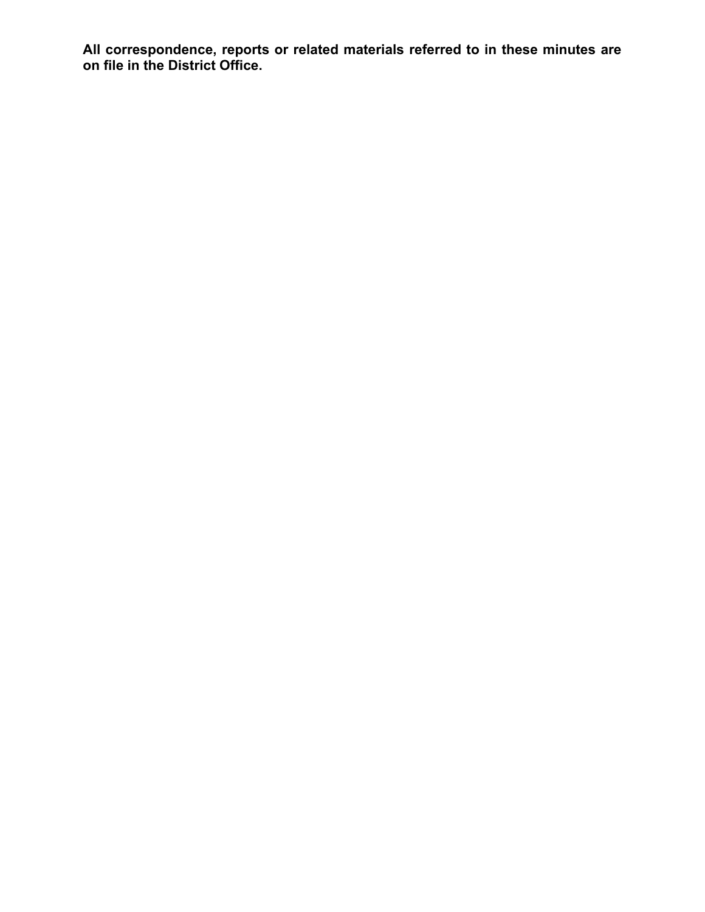**All correspondence, reports or related materials referred to in these minutes are on file in the District Office.**